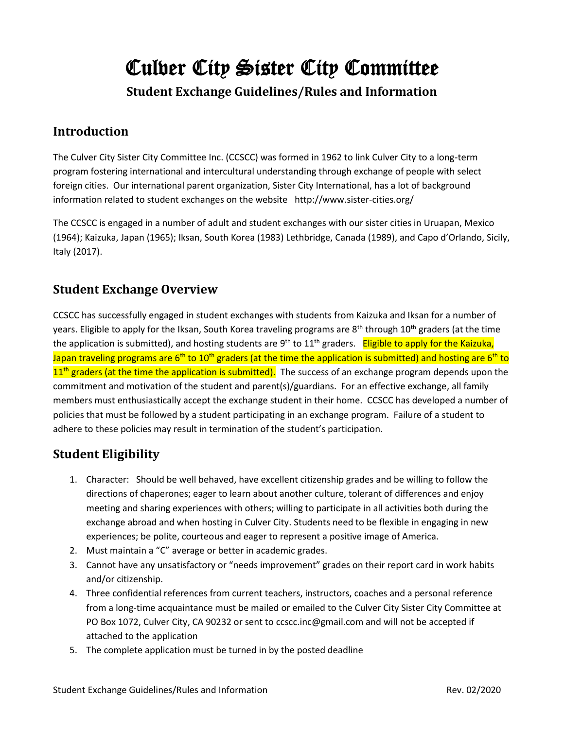# Culver City Sister City Committee

## Student Exchange Guidelines/Rules and Information

## Introduction

The Culver City Sister City Committee Inc. (CCSCC) was formed in 1962 to link Culver City to a long-term program fostering international and intercultural understanding through exchange of people with select foreign cities. Our international parent organization, Sister City International, has a lot of background information related to student exchanges on the website http://www.sister-cities.org/

The CCSCC is engaged in a number of adult and student exchanges with our sister cities in Uruapan, Mexico (1964); Kaizuka, Japan (1965); Iksan, South Korea (1983) Lethbridge, Canada (1989), and Capo d'Orlando, Sicily, Italy (2017).

## Student Exchange Overview

CCSCC has successfully engaged in student exchanges with students from Kaizuka and Iksan for a number of years. Eligible to apply for the Iksan, South Korea traveling programs are 8th through 10th graders (at the time the application is submitted), and hosting students are 9th to 11th graders. Eligible to apply for the Kaizuka, Japan traveling programs are 6th to 10th graders (at the time the application is submitted) and hosting are 6th to 11th graders (at the time the application is submitted). The success of an exchange program depends upon the commitment and motivation of the student and parent(s)/guardians. For an effective exchange, all family members must enthusiastically accept the exchange student in their home. CCSCC has developed a number of policies that must be followed by a student participating in an exchange program. Failure of a student to adhere to these policies may result in termination of the student's participation.

## Student Eligibility

1. Character: Should be well behaved, have excellent citizenship grades and be willing to follow the directions of chaperones; eager to learn about another culture, tolerant of differences and enjoy meeting and sharing experiences with others; willing to participate in all activities both during the exchange abroad and when hosting in Culver City. Students need to be flexible in engaging in new experiences; be polite, courteous and eager to represent a positive image of America.
2. Must maintain a "C" average or better in academic grades.
3. Cannot have any unsatisfactory or "needs improvement" grades on their report card in work habits and/or citizenship.
4. Three confidential references from current teachers, instructors, coaches and a personal reference from a long-time acquaintance must be mailed or emailed to the Culver City Sister City Committee at PO Box 1072, Culver City, CA 90232 or sent to ccscc.inc@gmail.com and will not be accepted if attached to the application
5. The complete application must be turned in by the posted deadline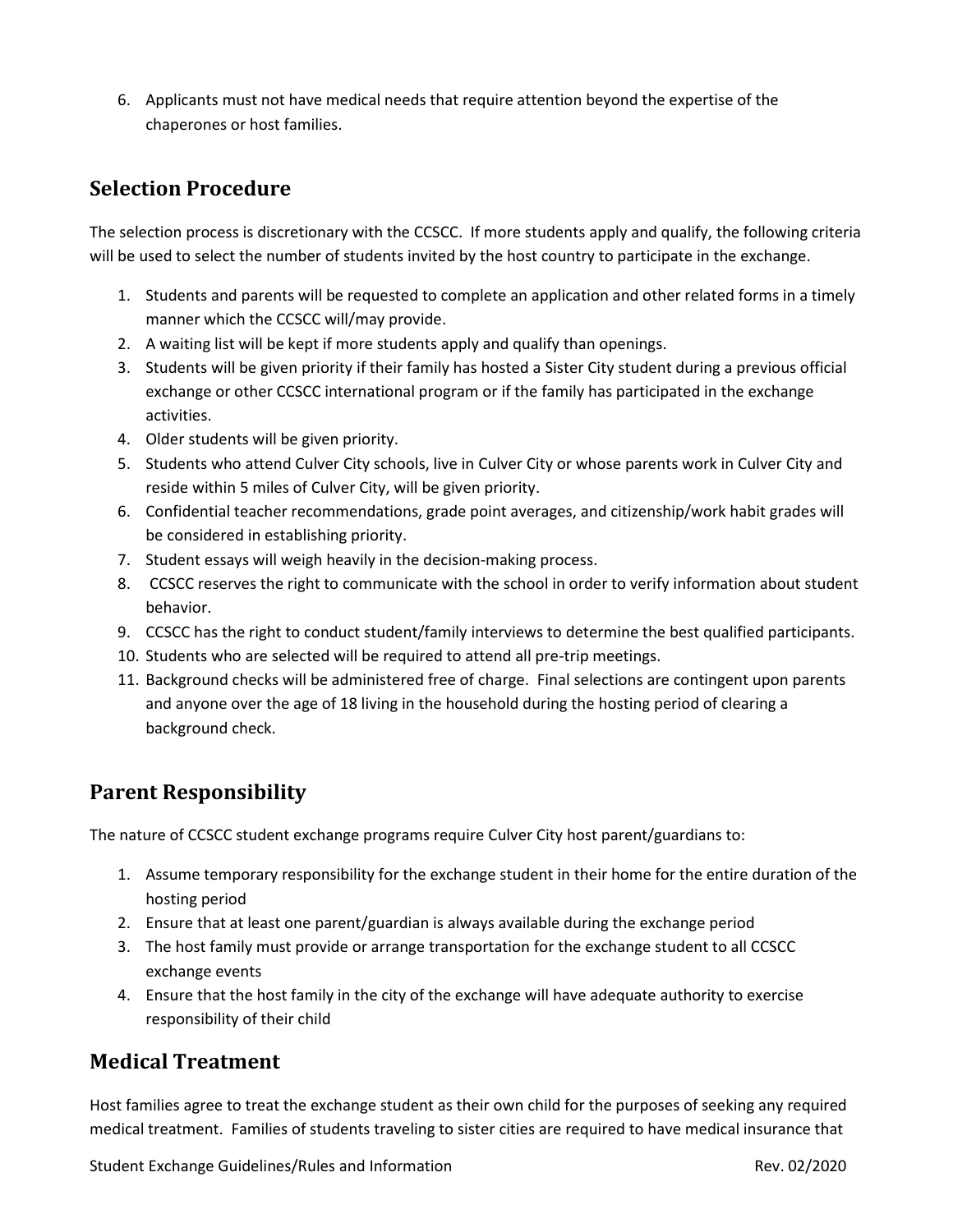6. Applicants must not have medical needs that require attention beyond the expertise of the chaperones or host families.

## Selection Procedure

The selection process is discretionary with the CCSCC. If more students apply and qualify, the following criteria will be used to select the number of students invited by the host country to participate in the exchange.

1. Students and parents will be requested to complete an application and other related forms in a timely manner which the CCSCC will/may provide.
2. A waiting list will be kept if more students apply and qualify than openings.
3. Students will be given priority if their family has hosted a Sister City student during a previous official exchange or other CCSCC international program or if the family has participated in the exchange activities.
4. Older students will be given priority.
5. Students who attend Culver City schools, live in Culver City or whose parents work in Culver City and reside within 5 miles of Culver City, will be given priority.
6. Confidential teacher recommendations, grade point averages, and citizenship/work habit grades will be considered in establishing priority.
7. Student essays will weigh heavily in the decision-making process.
8. CCSCC reserves the right to communicate with the school in order to verify information about student behavior.
9. CCSCC has the right to conduct student/family interviews to determine the best qualified participants.
10. Students who are selected will be required to attend all pre-trip meetings.
11. Background checks will be administered free of charge. Final selections are contingent upon parents and anyone over the age of 18 living in the household during the hosting period of clearing a background check.

## Parent Responsibility

The nature of CCSCC student exchange programs require Culver City host parent/guardians to:

1. Assume temporary responsibility for the exchange student in their home for the entire duration of the hosting period
2. Ensure that at least one parent/guardian is always available during the exchange period
3. The host family must provide or arrange transportation for the exchange student to all CCSCC exchange events
4. Ensure that the host family in the city of the exchange will have adequate authority to exercise responsibility of their child

## Medical Treatment

Host families agree to treat the exchange student as their own child for the purposes of seeking any required medical treatment. Families of students traveling to sister cities are required to have medical insurance that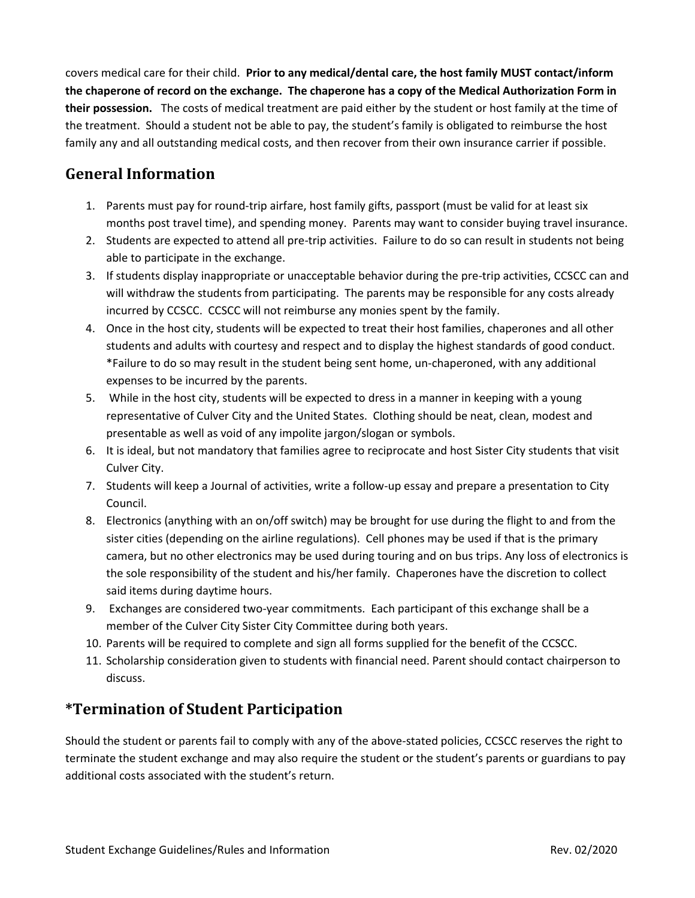covers medical care for their child. **Prior to any medical/dental care, the host family MUST contact/inform the chaperone of record on the exchange. The chaperone has a copy of the Medical Authorization Form in their possession.** The costs of medical treatment are paid either by the student or host family at the time of the treatment. Should a student not be able to pay, the student's family is obligated to reimburse the host family any and all outstanding medical costs, and then recover from their own insurance carrier if possible.

## General Information

1. Parents must pay for round-trip airfare, host family gifts, passport (must be valid for at least six months post travel time), and spending money. Parents may want to consider buying travel insurance.
2. Students are expected to attend all pre-trip activities. Failure to do so can result in students not being able to participate in the exchange.
3. If students display inappropriate or unacceptable behavior during the pre-trip activities, CCSCC can and will withdraw the students from participating. The parents may be responsible for any costs already incurred by CCSCC. CCSCC will not reimburse any monies spent by the family.
4. Once in the host city, students will be expected to treat their host families, chaperones and all other students and adults with courtesy and respect and to display the highest standards of good conduct. *Failure to do so may result in the student being sent home, un-chaperoned, with any additional expenses to be incurred by the parents.
5. While in the host city, students will be expected to dress in a manner in keeping with a young representative of Culver City and the United States. Clothing should be neat, clean, modest and presentable as well as void of any impolite jargon/slogan or symbols.
6. It is ideal, but not mandatory that families agree to reciprocate and host Sister City students that visit Culver City.
7. Students will keep a Journal of activities, write a follow-up essay and prepare a presentation to City Council.
8. Electronics (anything with an on/off switch) may be brought for use during the flight to and from the sister cities (depending on the airline regulations). Cell phones may be used if that is the primary camera, but no other electronics may be used during touring and on bus trips. Any loss of electronics is the sole responsibility of the student and his/her family. Chaperones have the discretion to collect said items during daytime hours.
9. Exchanges are considered two-year commitments. Each participant of this exchange shall be a member of the Culver City Sister City Committee during both years.
10. Parents will be required to complete and sign all forms supplied for the benefit of the CCSCC.
11. Scholarship consideration given to students with financial need. Parent should contact chairperson to discuss.

## *Termination of Student Participation

Should the student or parents fail to comply with any of the above-stated policies, CCSCC reserves the right to terminate the student exchange and may also require the student or the student's parents or guardians to pay additional costs associated with the student's return.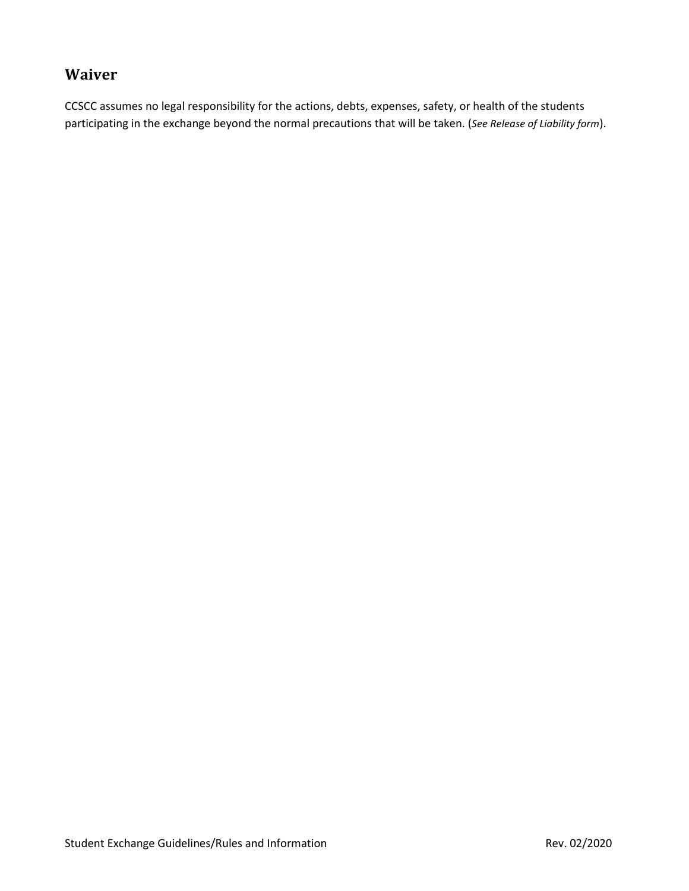## Waiver

CCSCC assumes no legal responsibility for the actions, debts, expenses, safety, or health of the students participating in the exchange beyond the normal precautions that will be taken. (*See Release of Liability form*).